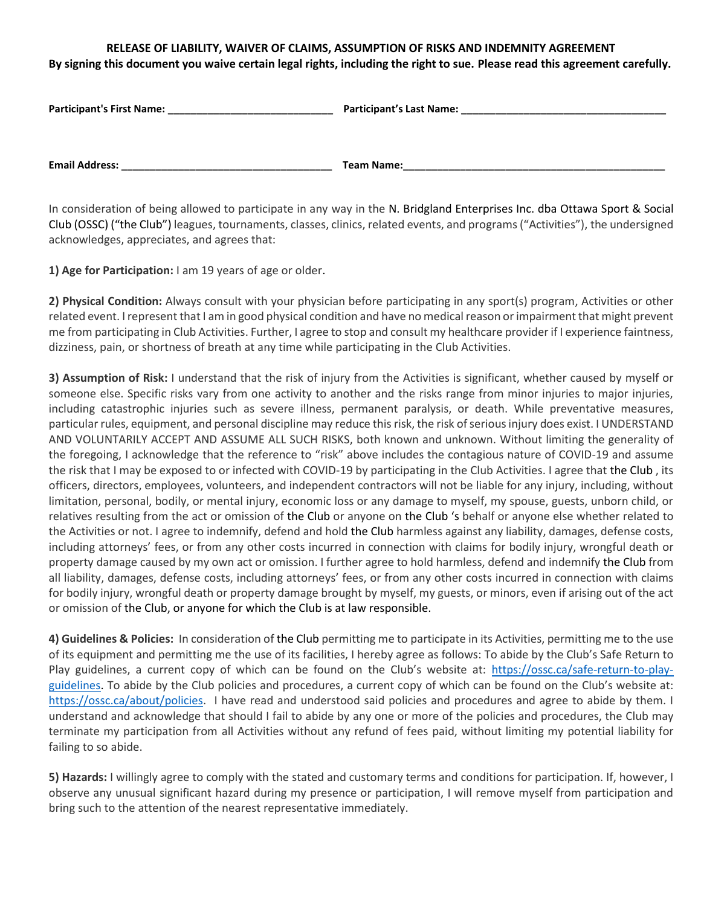**RELEASE OF LIABILITY, WAIVER OF CLAIMS, ASSUMPTION OF RISKS AND INDEMNITY AGREEMENT**

**By signing this document you waive certain legal rights, including the right to sue. Please read this agreement carefully.**

**Participant's First Name:** ____________________________ **Participant's Last Name:** ____________________________________

**Email Address:** ____________________________________ **Team Name:**______________________________________________

In consideration of being allowed to participate in any way in the N. Bridgland Enterprises Inc. dba Ottawa Sport & Social Club (OSSC) ("the Club") leagues, tournaments, classes, clinics, related events, and programs ("Activities"), the undersigned acknowledges, appreciates, and agrees that:

**1) Age for Participation:** I am 19 years of age or older.

**2) Physical Condition:** Always consult with your physician before participating in any sport(s) program, Activities or other related event. I represent that I am in good physical condition and have no medical reason or impairment that might prevent me from participating in Club Activities. Further, I agree to stop and consult my healthcare provider if I experience faintness, dizziness, pain, or shortness of breath at any time while participating in the Club Activities.

**3) Assumption of Risk:** I understand that the risk of injury from the Activities is significant, whether caused by myself or someone else. Specific risks vary from one activity to another and the risks range from minor injuries to major injuries, including catastrophic injuries such as severe illness, permanent paralysis, or death. While preventative measures, particular rules, equipment, and personal discipline may reduce this risk, the risk of serious injury does exist. I UNDERSTAND AND VOLUNTARILY ACCEPT AND ASSUME ALL SUCH RISKS, both known and unknown. Without limiting the generality of the foregoing, I acknowledge that the reference to "risk" above includes the contagious nature of COVID-19 and assume the risk that I may be exposed to or infected with COVID-19 by participating in the Club Activities. I agree that the Club , its officers, directors, employees, volunteers, and independent contractors will not be liable for any injury, including, without limitation, personal, bodily, or mental injury, economic loss or any damage to myself, my spouse, guests, unborn child, or relatives resulting from the act or omission of the Club or anyone on the Club 's behalf or anyone else whether related to the Activities or not. I agree to indemnify, defend and hold the Club harmless against any liability, damages, defense costs, including attorneys' fees, or from any other costs incurred in connection with claims for bodily injury, wrongful death or property damage caused by my own act or omission. I further agree to hold harmless, defend and indemnify the Club from all liability, damages, defense costs, including attorneys' fees, or from any other costs incurred in connection with claims for bodily injury, wrongful death or property damage brought by myself, my guests, or minors, even if arising out of the act or omission of the Club, or anyone for which the Club is at law responsible.

**4) Guidelines & Policies:** In consideration of the Club permitting me to participate in its Activities, permitting me to the use of its equipment and permitting me the use of its facilities, I hereby agree as follows: To abide by the Club's Safe Return to Play guidelines, a current copy of which can be found on the Club's website at: https://ossc.ca/safe-return-to-play-guidelines. To abide by the Club policies and procedures, a current copy of which can be found on the Club's website at: https://ossc.ca/about/policies. I have read and understood said policies and procedures and agree to abide by them. I understand and acknowledge that should I fail to abide by any one or more of the policies and procedures, the Club may terminate my participation from all Activities without any refund of fees paid, without limiting my potential liability for failing to so abide.

**5) Hazards:** I willingly agree to comply with the stated and customary terms and conditions for participation. If, however, I observe any unusual significant hazard during my presence or participation, I will remove myself from participation and bring such to the attention of the nearest representative immediately.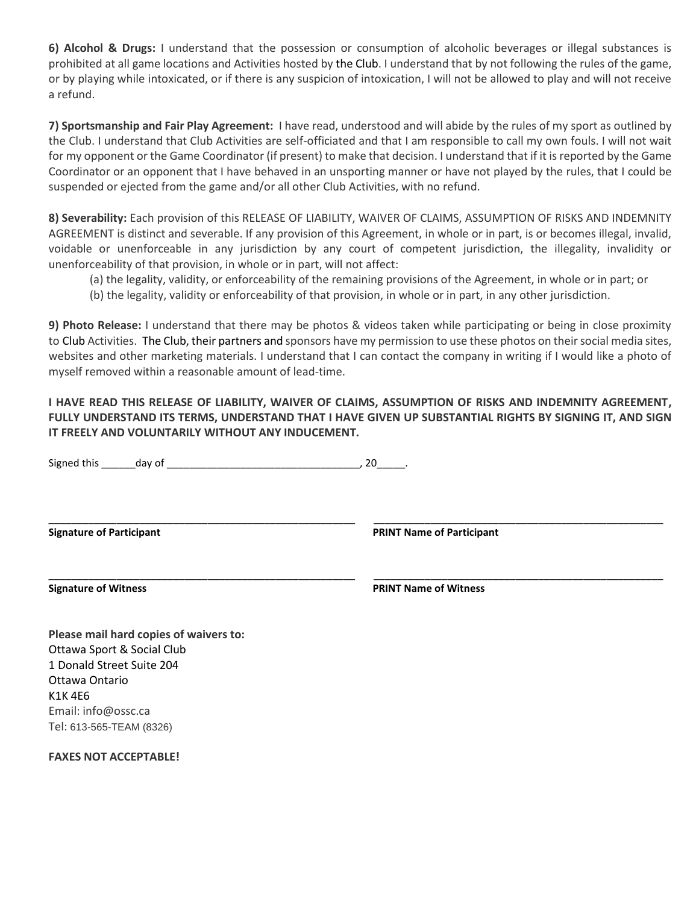**6) Alcohol & Drugs:** I understand that the possession or consumption of alcoholic beverages or illegal substances is prohibited at all game locations and Activities hosted by the Club. I understand that by not following the rules of the game, or by playing while intoxicated, or if there is any suspicion of intoxication, I will not be allowed to play and will not receive a refund.

**7) Sportsmanship and Fair Play Agreement:** I have read, understood and will abide by the rules of my sport as outlined by the Club. I understand that Club Activities are self-officiated and that I am responsible to call my own fouls. I will not wait for my opponent or the Game Coordinator (if present) to make that decision. I understand that if it is reported by the Game Coordinator or an opponent that I have behaved in an unsporting manner or have not played by the rules, that I could be suspended or ejected from the game and/or all other Club Activities, with no refund.

**8) Severability:** Each provision of this RELEASE OF LIABILITY, WAIVER OF CLAIMS, ASSUMPTION OF RISKS AND INDEMNITY AGREEMENT is distinct and severable. If any provision of this Agreement, in whole or in part, is or becomes illegal, invalid, voidable or unenforceable in any jurisdiction by any court of competent jurisdiction, the illegality, invalidity or unenforceability of that provision, in whole or in part, will not affect:

(a) the legality, validity, or enforceability of the remaining provisions of the Agreement, in whole or in part; or

(b) the legality, validity or enforceability of that provision, in whole or in part, in any other jurisdiction.

**9) Photo Release:** I understand that there may be photos & videos taken while participating or being in close proximity to Club Activities. The Club, their partners and sponsors have my permission to use these photos on their social media sites, websites and other marketing materials. I understand that I can contact the company in writing if I would like a photo of myself removed within a reasonable amount of lead-time.

**I HAVE READ THIS RELEASE OF LIABILITY, WAIVER OF CLAIMS, ASSUMPTION OF RISKS AND INDEMNITY AGREEMENT, FULLY UNDERSTAND ITS TERMS, UNDERSTAND THAT I HAVE GIVEN UP SUBSTANTIAL RIGHTS BY SIGNING IT, AND SIGN IT FREELY AND VOLUNTARILY WITHOUT ANY INDUCEMENT.**

Signed this ______day of __________________________________, 20_____.

_______________________________________________________ _____________________________________________________

**Signature of Participant** **PRINT Name of Participant**

_______________________________________________________ _____________________________________________________

**Signature of Witness** **PRINT Name of Witness**

**Please mail hard copies of waivers to:**
Ottawa Sport & Social Club
1 Donald Street Suite 204
Ottawa Ontario
K1K 4E6
Email: info@ossc.ca
Tel: 613-565-TEAM (8326)

**FAXES NOT ACCEPTABLE!**